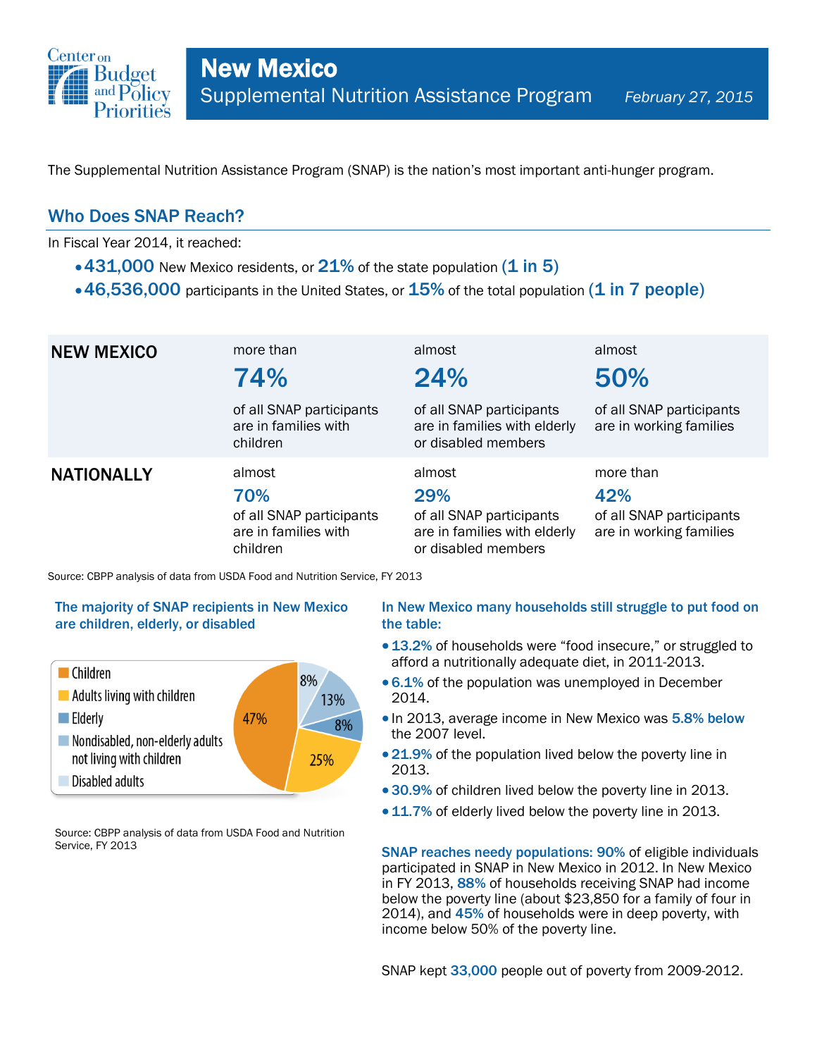# New Mexico

## Supplemental Nutrition Assistance Program

*February 27, 2015*

The Supplemental Nutrition Assistance Program (SNAP) is the nation's most important anti-hunger program.

## Who Does SNAP Reach?

In Fiscal Year 2014, it reached:

- **431,000** New Mexico residents, or **21%** of the state population **(1 in 5)**
- **46,536,000** participants in the United States, or **15%** of the total population **(1 in 7 people)**

| | | | |
|---|---|---|---|
| **NEW MEXICO** | more than **74%** of all SNAP participants are in families with children | almost **24%** of all SNAP participants are in families with elderly or disabled members | almost **50%** of all SNAP participants are in working families |
| **NATIONALLY** | almost **70%** of all SNAP participants are in families with children | almost **29%** of all SNAP participants are in families with elderly or disabled members | more than **42%** of all SNAP participants are in working families |

Source: CBPP analysis of data from USDA Food and Nutrition Service, FY 2013

### The majority of SNAP recipients in New Mexico are children, elderly, or disabled

| Category | Share |
|---|---|
| Children | 47% |
| Adults living with children | 25% |
| Elderly | 8% |
| Nondisabled, non-elderly adults not living with children | 13% |
| Disabled adults | 8% |

Source: CBPP analysis of data from USDA Food and Nutrition Service, FY 2013

### In New Mexico many households still struggle to put food on the table:

- **13.2%** of households were "food insecure," or struggled to afford a nutritionally adequate diet, in 2011-2013.
- **6.1%** of the population was unemployed in December 2014.
- In 2013, average income in New Mexico was **5.8% below** the 2007 level.
- **21.9%** of the population lived below the poverty line in 2013.
- **30.9%** of children lived below the poverty line in 2013.
- **11.7%** of elderly lived below the poverty line in 2013.

**SNAP reaches needy populations: 90%** of eligible individuals participated in SNAP in New Mexico in 2012. In New Mexico in FY 2013, **88%** of households receiving SNAP had income below the poverty line (about $23,850 for a family of four in 2014), and **45%** of households were in deep poverty, with income below 50% of the poverty line.

SNAP kept **33,000** people out of poverty from 2009-2012.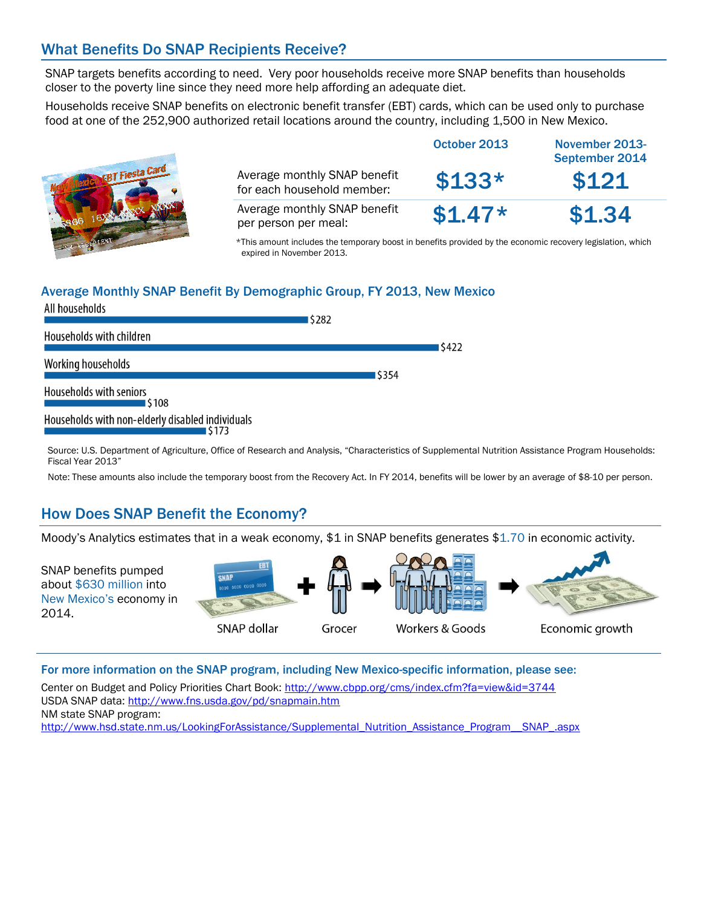## What Benefits Do SNAP Recipients Receive?

SNAP targets benefits according to need. Very poor households receive more SNAP benefits than households closer to the poverty line since they need more help affording an adequate diet.

Households receive SNAP benefits on electronic benefit transfer (EBT) cards, which can be used only to purchase food at one of the 252,900 authorized retail locations around the country, including 1,500 in New Mexico.

| | October 2013 | November 2013-September 2014 |
|---|---|---|
| Average monthly SNAP benefit for each household member: | $133* | $121 |
| Average monthly SNAP benefit per person per meal: | $1.47* | $1.34 |

*This amount includes the temporary boost in benefits provided by the economic recovery legislation, which expired in November 2013.

### Average Monthly SNAP Benefit By Demographic Group, FY 2013, New Mexico

All households
$282
Households with children
$422
Working households
$354
Households with seniors
$108
Households with non-elderly disabled individuals
$173

Source: U.S. Department of Agriculture, Office of Research and Analysis, "Characteristics of Supplemental Nutrition Assistance Program Households: Fiscal Year 2013"

Note: These amounts also include the temporary boost from the Recovery Act. In FY 2014, benefits will be lower by an average of $8-10 per person.

## How Does SNAP Benefit the Economy?

Moody's Analytics estimates that in a weak economy, $1 in SNAP benefits generates $1.70 in economic activity.

SNAP benefits pumped about $630 million into New Mexico's economy in 2014.

SNAP dollar + Grocer → Workers & Goods → Economic growth

**For more information on the SNAP program, including New Mexico-specific information, please see:**

Center on Budget and Policy Priorities Chart Book: http://www.cbpp.org/cms/index.cfm?fa=view&id=3744
USDA SNAP data: http://www.fns.usda.gov/pd/snapmain.htm
NM state SNAP program:
http://www.hsd.state.nm.us/LookingForAssistance/Supplemental_Nutrition_Assistance_Program__SNAP_.aspx